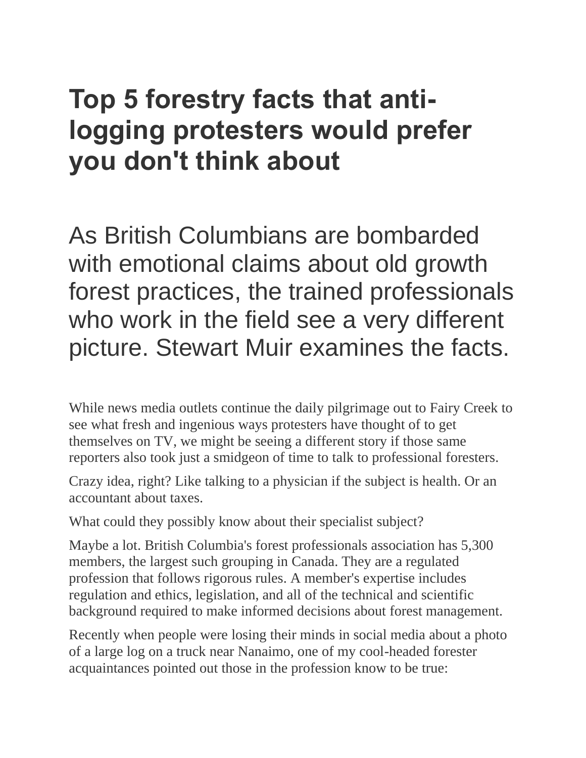# Top 5 forestry facts that anti-logging protesters would prefer you don't think about

## As British Columbians are bombarded with emotional claims about old growth forest practices, the trained professionals who work in the field see a very different picture. Stewart Muir examines the facts.

While news media outlets continue the daily pilgrimage out to Fairy Creek to see what fresh and ingenious ways protesters have thought of to get themselves on TV, we might be seeing a different story if those same reporters also took just a smidgeon of time to talk to professional foresters.

Crazy idea, right? Like talking to a physician if the subject is health. Or an accountant about taxes.

What could they possibly know about their specialist subject?

Maybe a lot. British Columbia's forest professionals association has 5,300 members, the largest such grouping in Canada. They are a regulated profession that follows rigorous rules. A member's expertise includes regulation and ethics, legislation, and all of the technical and scientific background required to make informed decisions about forest management.

Recently when people were losing their minds in social media about a photo of a large log on a truck near Nanaimo, one of my cool-headed forester acquaintances pointed out those in the profession know to be true: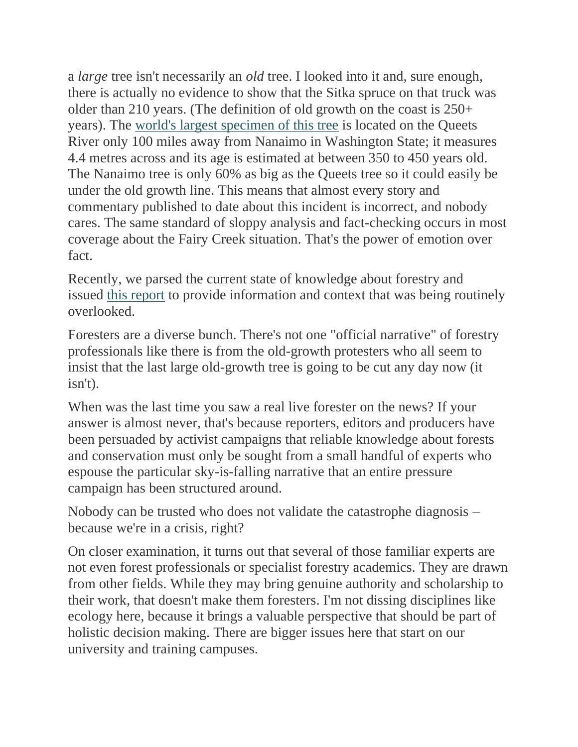a *large* tree isn't necessarily an *old* tree. I looked into it and, sure enough, there is actually no evidence to show that the Sitka spruce on that truck was older than 210 years. (The definition of old growth on the coast is 250+ years). The world's largest specimen of this tree is located on the Queets River only 100 miles away from Nanaimo in Washington State; it measures 4.4 metres across and its age is estimated at between 350 to 450 years old. The Nanaimo tree is only 60% as big as the Queets tree so it could easily be under the old growth line. This means that almost every story and commentary published to date about this incident is incorrect, and nobody cares. The same standard of sloppy analysis and fact-checking occurs in most coverage about the Fairy Creek situation. That's the power of emotion over fact.

Recently, we parsed the current state of knowledge about forestry and issued this report to provide information and context that was being routinely overlooked.

Foresters are a diverse bunch. There's not one "official narrative" of forestry professionals like there is from the old-growth protesters who all seem to insist that the last large old-growth tree is going to be cut any day now (it isn't).

When was the last time you saw a real live forester on the news? If your answer is almost never, that's because reporters, editors and producers have been persuaded by activist campaigns that reliable knowledge about forests and conservation must only be sought from a small handful of experts who espouse the particular sky-is-falling narrative that an entire pressure campaign has been structured around.

Nobody can be trusted who does not validate the catastrophe diagnosis – because we're in a crisis, right?

On closer examination, it turns out that several of those familiar experts are not even forest professionals or specialist forestry academics. They are drawn from other fields. While they may bring genuine authority and scholarship to their work, that doesn't make them foresters. I'm not dissing disciplines like ecology here, because it brings a valuable perspective that should be part of holistic decision making. There are bigger issues here that start on our university and training campuses.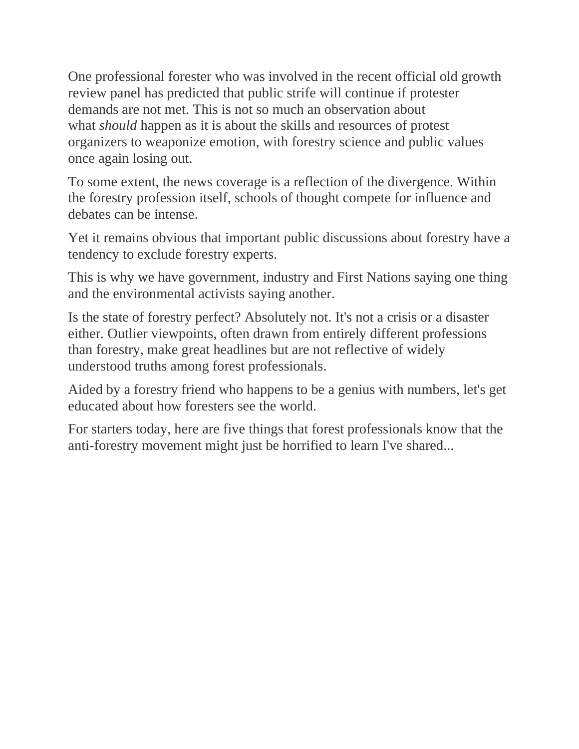One professional forester who was involved in the recent official old growth review panel has predicted that public strife will continue if protester demands are not met. This is not so much an observation about what *should* happen as it is about the skills and resources of protest organizers to weaponize emotion, with forestry science and public values once again losing out.

To some extent, the news coverage is a reflection of the divergence. Within the forestry profession itself, schools of thought compete for influence and debates can be intense.

Yet it remains obvious that important public discussions about forestry have a tendency to exclude forestry experts.

This is why we have government, industry and First Nations saying one thing and the environmental activists saying another.

Is the state of forestry perfect? Absolutely not. It's not a crisis or a disaster either. Outlier viewpoints, often drawn from entirely different professions than forestry, make great headlines but are not reflective of widely understood truths among forest professionals.

Aided by a forestry friend who happens to be a genius with numbers, let's get educated about how foresters see the world.

For starters today, here are five things that forest professionals know that the anti-forestry movement might just be horrified to learn I've shared...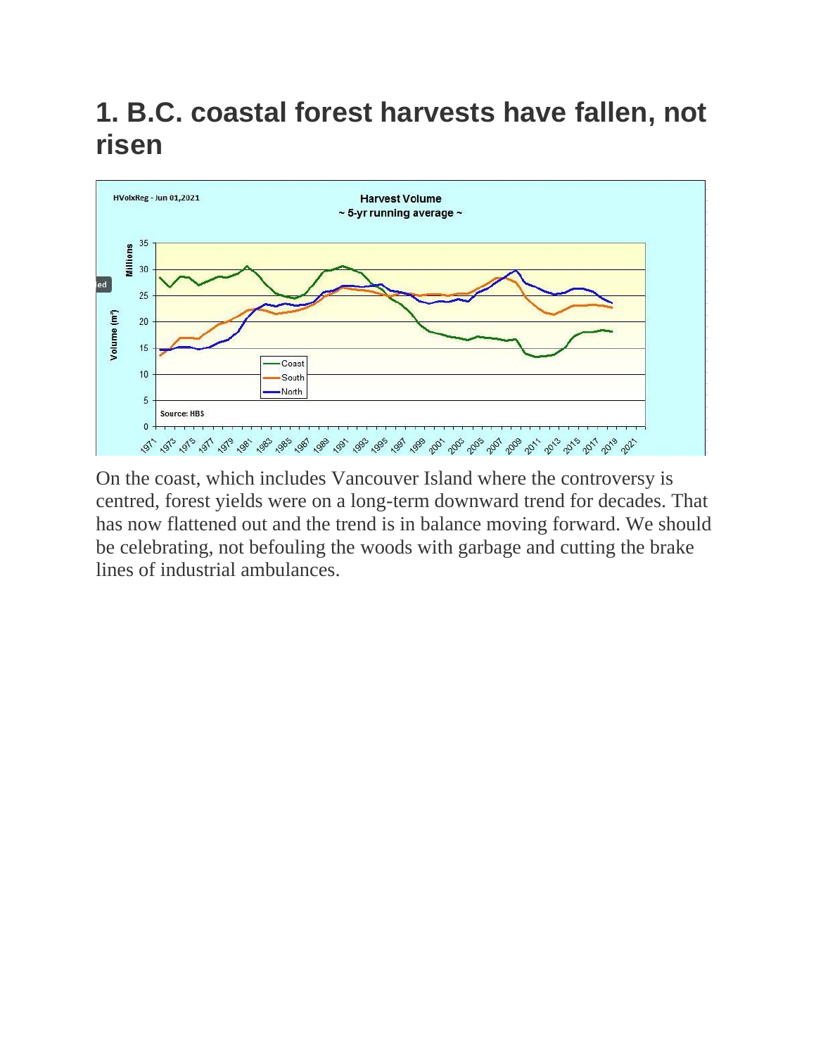## 1. B.C. coastal forest harvests have fallen, not risen

On the coast, which includes Vancouver Island where the controversy is centred, forest yields were on a long-term downward trend for decades. That has now flattened out and the trend is in balance moving forward. We should be celebrating, not befouling the woods with garbage and cutting the brake lines of industrial ambulances.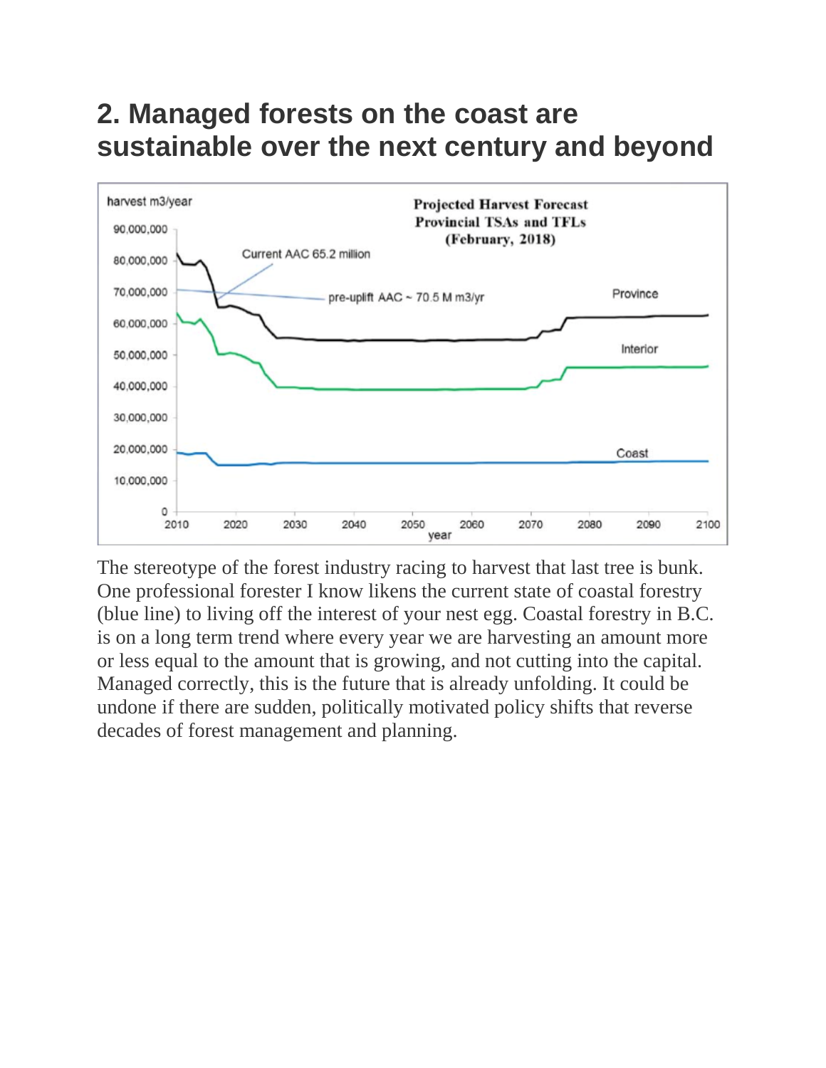## 2. Managed forests on the coast are sustainable over the next century and beyond

The stereotype of the forest industry racing to harvest that last tree is bunk. One professional forester I know likens the current state of coastal forestry (blue line) to living off the interest of your nest egg. Coastal forestry in B.C. is on a long term trend where every year we are harvesting an amount more or less equal to the amount that is growing, and not cutting into the capital. Managed correctly, this is the future that is already unfolding. It could be undone if there are sudden, politically motivated policy shifts that reverse decades of forest management and planning.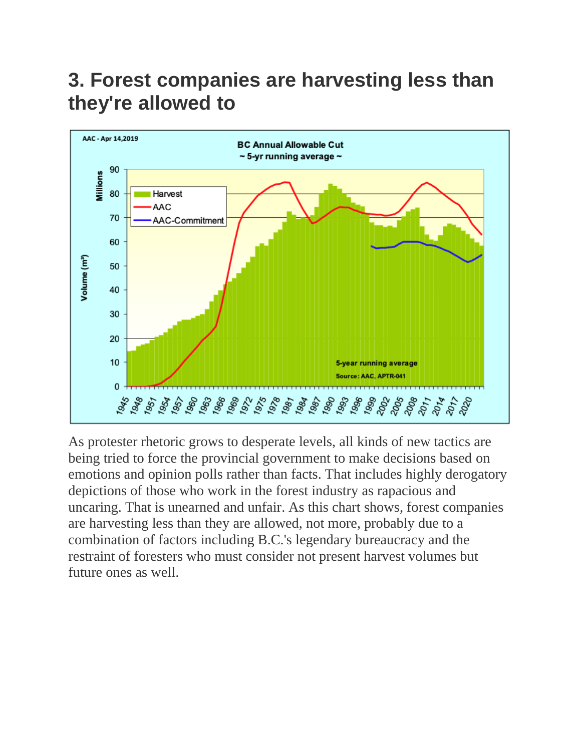## 3. Forest companies are harvesting less than they're allowed to

As protester rhetoric grows to desperate levels, all kinds of new tactics are being tried to force the provincial government to make decisions based on emotions and opinion polls rather than facts. That includes highly derogatory depictions of those who work in the forest industry as rapacious and uncaring. That is unearned and unfair. As this chart shows, forest companies are harvesting less than they are allowed, not more, probably due to a combination of factors including B.C.'s legendary bureaucracy and the restraint of foresters who must consider not present harvest volumes but future ones as well.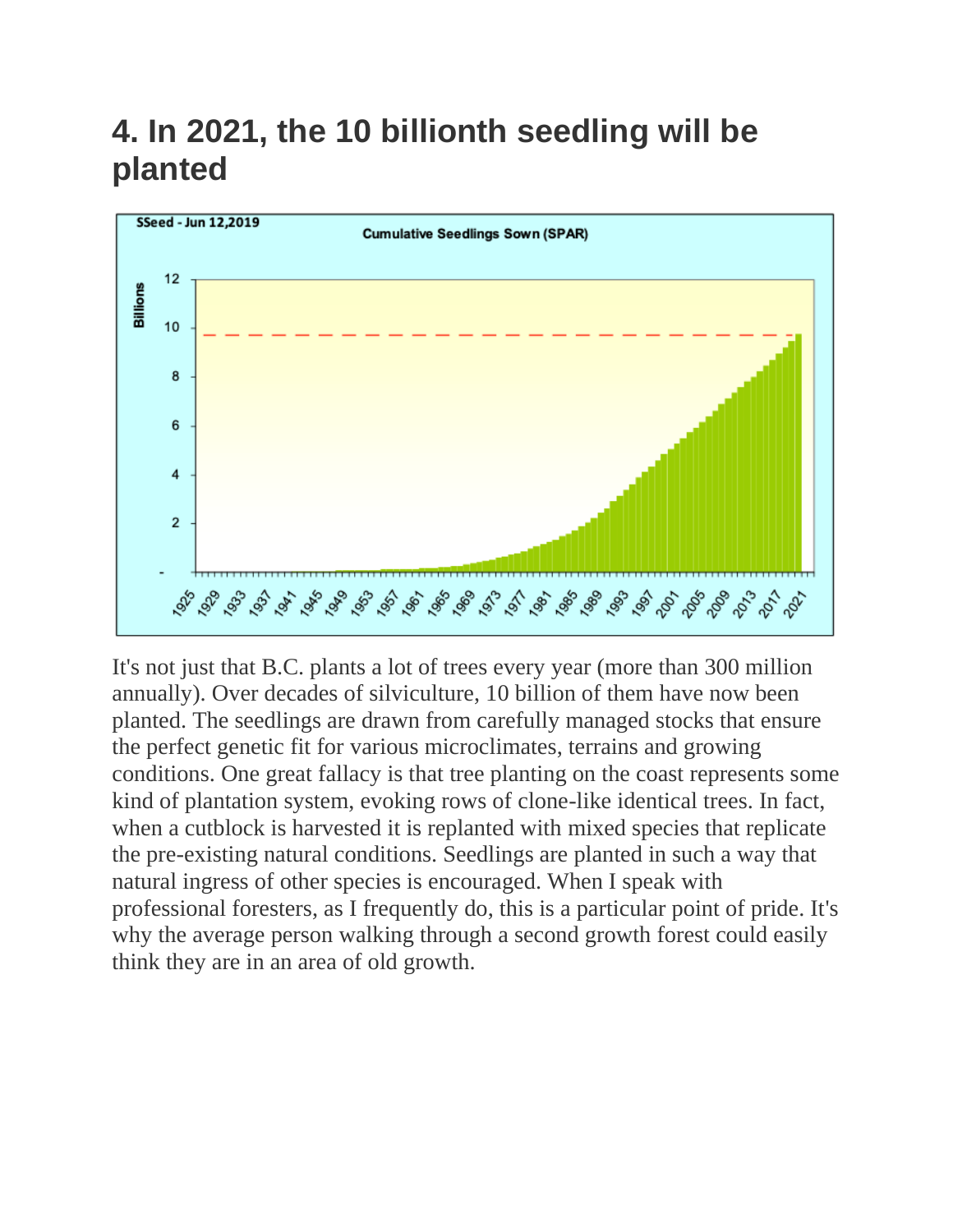## 4. In 2021, the 10 billionth seedling will be planted

It's not just that B.C. plants a lot of trees every year (more than 300 million annually). Over decades of silviculture, 10 billion of them have now been planted. The seedlings are drawn from carefully managed stocks that ensure the perfect genetic fit for various microclimates, terrains and growing conditions. One great fallacy is that tree planting on the coast represents some kind of plantation system, evoking rows of clone-like identical trees. In fact, when a cutblock is harvested it is replanted with mixed species that replicate the pre-existing natural conditions. Seedlings are planted in such a way that natural ingress of other species is encouraged. When I speak with professional foresters, as I frequently do, this is a particular point of pride. It's why the average person walking through a second growth forest could easily think they are in an area of old growth.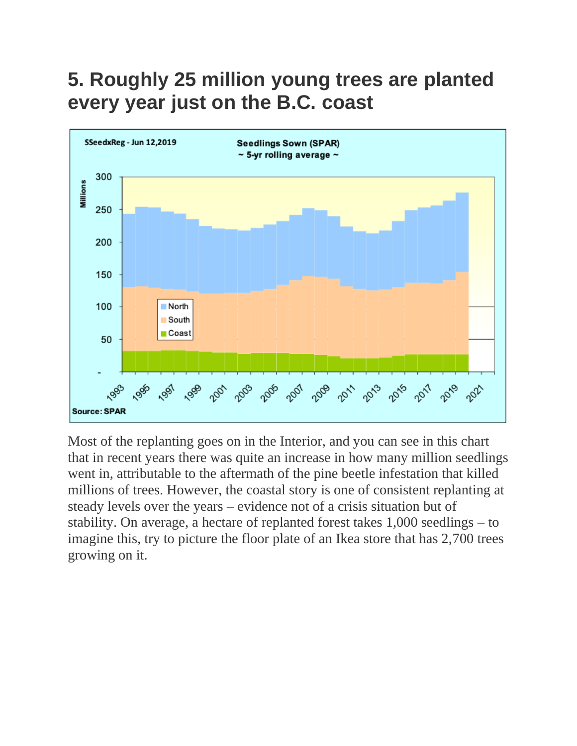## 5. Roughly 25 million young trees are planted every year just on the B.C. coast

Most of the replanting goes on in the Interior, and you can see in this chart that in recent years there was quite an increase in how many million seedlings went in, attributable to the aftermath of the pine beetle infestation that killed millions of trees. However, the coastal story is one of consistent replanting at steady levels over the years – evidence not of a crisis situation but of stability. On average, a hectare of replanted forest takes 1,000 seedlings – to imagine this, try to picture the floor plate of an Ikea store that has 2,700 trees growing on it.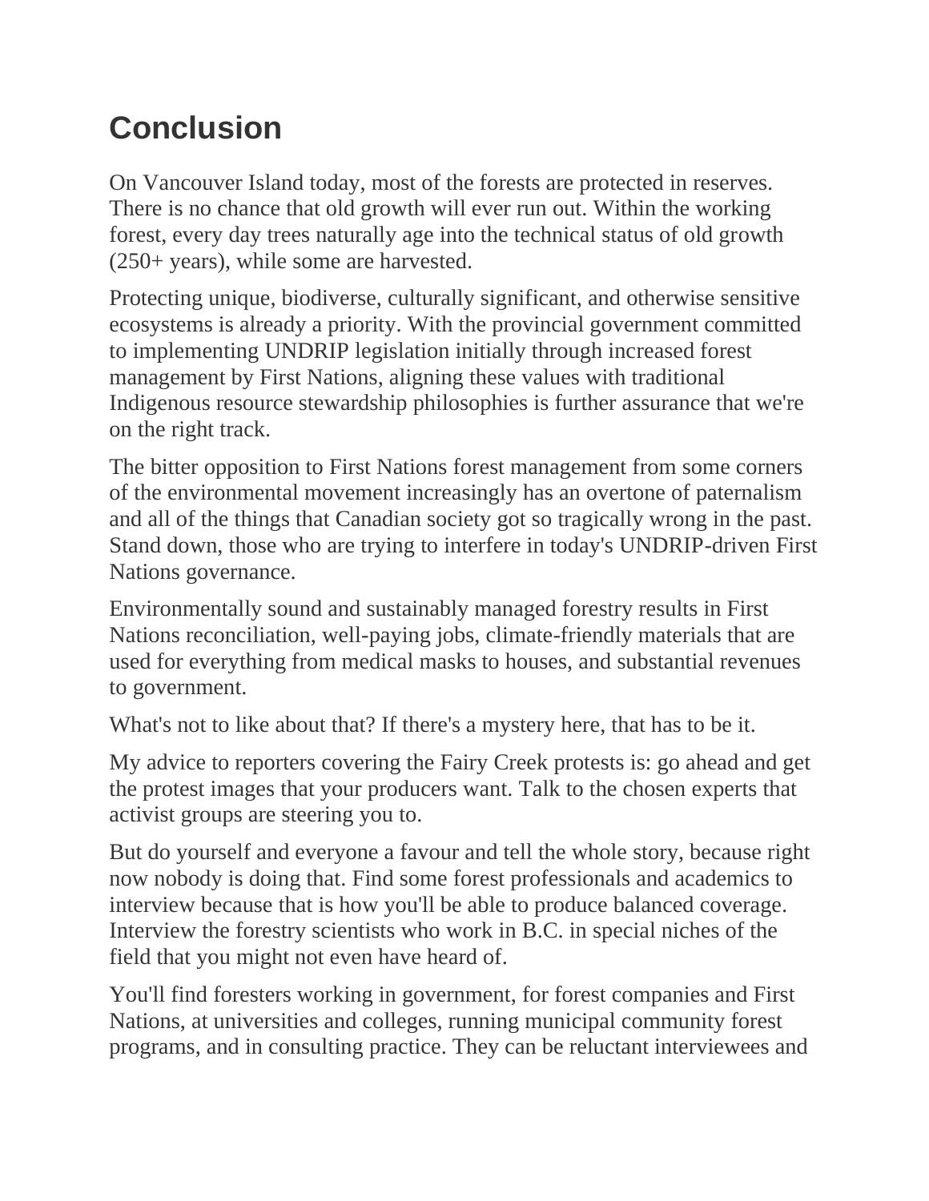# Conclusion

On Vancouver Island today, most of the forests are protected in reserves. There is no chance that old growth will ever run out. Within the working forest, every day trees naturally age into the technical status of old growth (250+ years), while some are harvested.

Protecting unique, biodiverse, culturally significant, and otherwise sensitive ecosystems is already a priority. With the provincial government committed to implementing UNDRIP legislation initially through increased forest management by First Nations, aligning these values with traditional Indigenous resource stewardship philosophies is further assurance that we're on the right track.

The bitter opposition to First Nations forest management from some corners of the environmental movement increasingly has an overtone of paternalism and all of the things that Canadian society got so tragically wrong in the past. Stand down, those who are trying to interfere in today's UNDRIP-driven First Nations governance.

Environmentally sound and sustainably managed forestry results in First Nations reconciliation, well-paying jobs, climate-friendly materials that are used for everything from medical masks to houses, and substantial revenues to government.

What's not to like about that? If there's a mystery here, that has to be it.

My advice to reporters covering the Fairy Creek protests is: go ahead and get the protest images that your producers want. Talk to the chosen experts that activist groups are steering you to.

But do yourself and everyone a favour and tell the whole story, because right now nobody is doing that. Find some forest professionals and academics to interview because that is how you'll be able to produce balanced coverage. Interview the forestry scientists who work in B.C. in special niches of the field that you might not even have heard of.

You'll find foresters working in government, for forest companies and First Nations, at universities and colleges, running municipal community forest programs, and in consulting practice. They can be reluctant interviewees and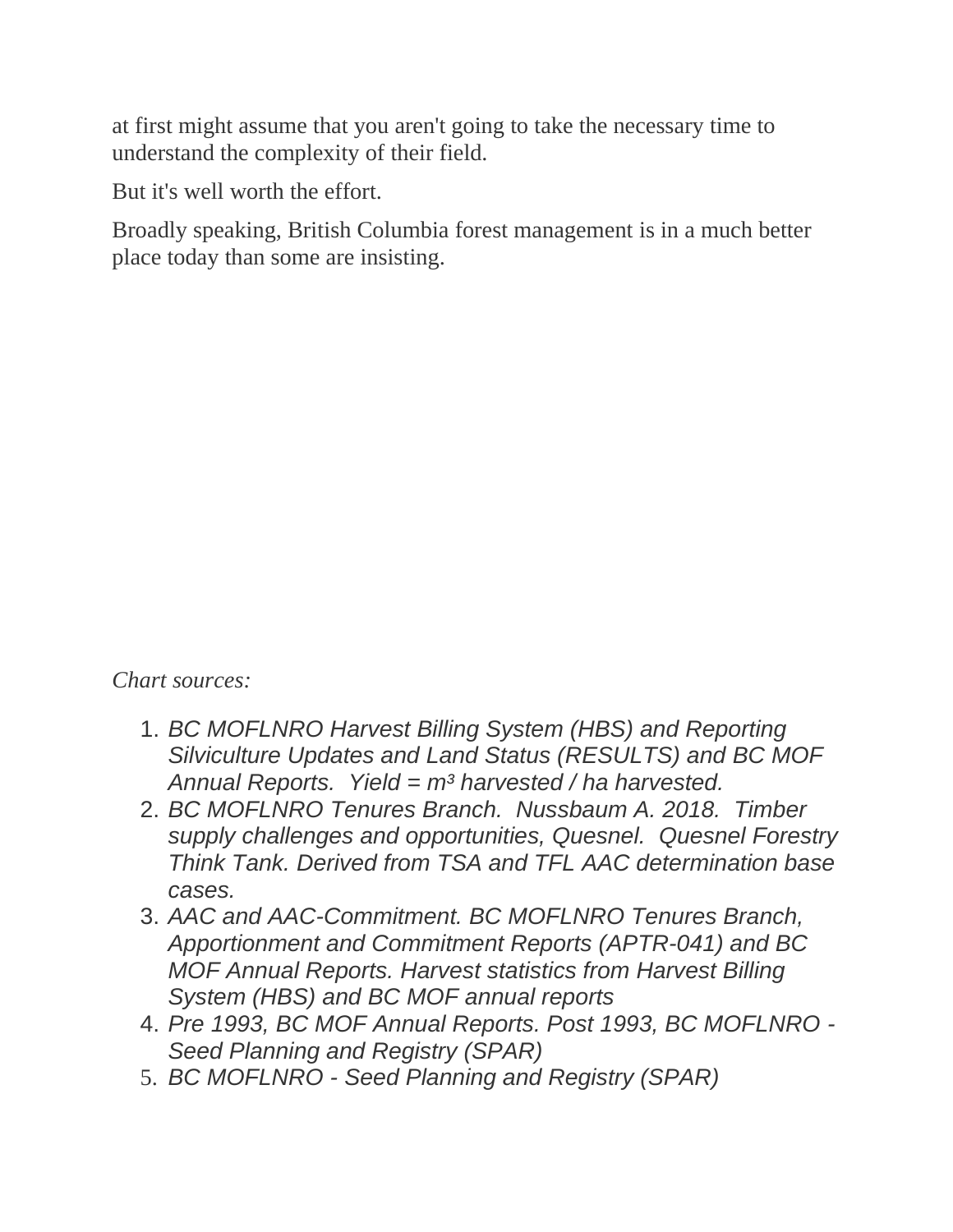at first might assume that you aren't going to take the necessary time to understand the complexity of their field.

But it's well worth the effort.

Broadly speaking, British Columbia forest management is in a much better place today than some are insisting.

*Chart sources:*

1. *BC MOFLNRO Harvest Billing System (HBS) and Reporting Silviculture Updates and Land Status (RESULTS) and BC MOF Annual Reports. Yield = m³ harvested / ha harvested.*
2. *BC MOFLNRO Tenures Branch. Nussbaum A. 2018. Timber supply challenges and opportunities, Quesnel. Quesnel Forestry Think Tank. Derived from TSA and TFL AAC determination base cases.*
3. *AAC and AAC-Commitment. BC MOFLNRO Tenures Branch, Apportionment and Commitment Reports (APTR-041) and BC MOF Annual Reports. Harvest statistics from Harvest Billing System (HBS) and BC MOF annual reports*
4. *Pre 1993, BC MOF Annual Reports. Post 1993, BC MOFLNRO - Seed Planning and Registry (SPAR)*
5. *BC MOFLNRO - Seed Planning and Registry (SPAR)*